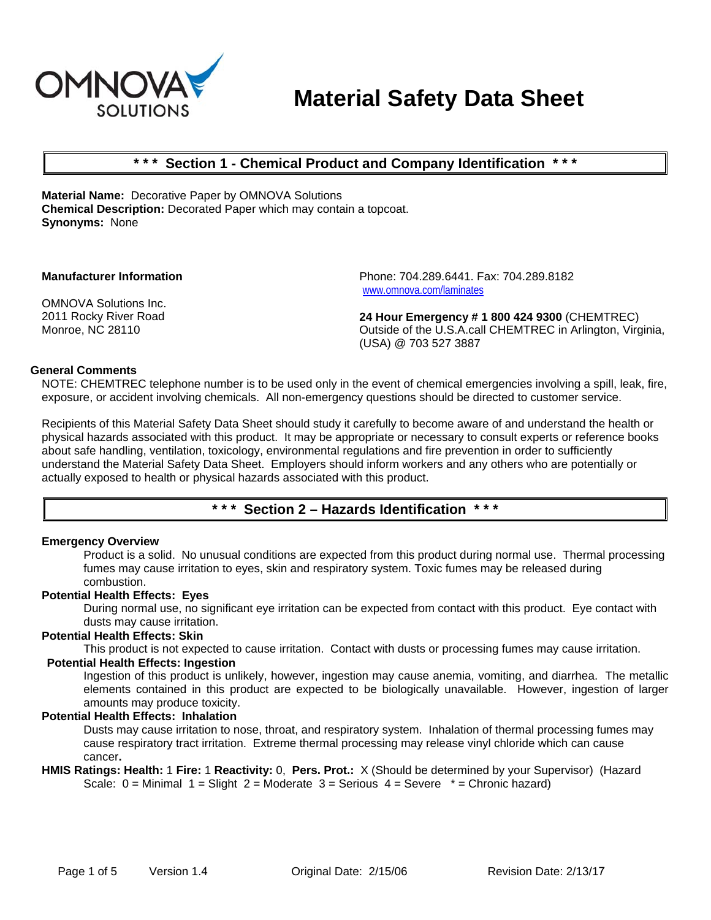OMNOVA SOLUTIONS

# Material Safety Data Sheet

## * * * Section 1 - Chemical Product and Company Identification * * *

**Material Name:** Decorative Paper by OMNOVA Solutions
**Chemical Description:** Decorated Paper which may contain a topcoat.
**Synonyms:** None

**Manufacturer Information**

OMNOVA Solutions Inc.
2011 Rocky River Road
Monroe, NC 28110

Phone: 704.289.6441. Fax: 704.289.8182
www.omnova.com/laminates

**24 Hour Emergency # 1 800 424 9300** (CHEMTREC)
Outside of the U.S.A.call CHEMTREC in Arlington, Virginia, (USA) @ 703 527 3887

**General Comments**

NOTE: CHEMTREC telephone number is to be used only in the event of chemical emergencies involving a spill, leak, fire, exposure, or accident involving chemicals. All non-emergency questions should be directed to customer service.

Recipients of this Material Safety Data Sheet should study it carefully to become aware of and understand the health or physical hazards associated with this product. It may be appropriate or necessary to consult experts or reference books about safe handling, ventilation, toxicology, environmental regulations and fire prevention in order to sufficiently understand the Material Safety Data Sheet. Employers should inform workers and any others who are potentially or actually exposed to health or physical hazards associated with this product.

## * * * Section 2 – Hazards Identification * * *

**Emergency Overview**

Product is a solid. No unusual conditions are expected from this product during normal use. Thermal processing fumes may cause irritation to eyes, skin and respiratory system. Toxic fumes may be released during combustion.

**Potential Health Effects: Eyes**

During normal use, no significant eye irritation can be expected from contact with this product. Eye contact with dusts may cause irritation.

**Potential Health Effects: Skin**

This product is not expected to cause irritation. Contact with dusts or processing fumes may cause irritation.

**Potential Health Effects: Ingestion**

Ingestion of this product is unlikely, however, ingestion may cause anemia, vomiting, and diarrhea. The metallic elements contained in this product are expected to be biologically unavailable. However, ingestion of larger amounts may produce toxicity.

**Potential Health Effects: Inhalation**

Dusts may cause irritation to nose, throat, and respiratory system. Inhalation of thermal processing fumes may cause respiratory tract irritation. Extreme thermal processing may release vinyl chloride which can cause cancer**.**

**HMIS Ratings: Health:** 1 **Fire:** 1 **Reactivity:** 0, **Pers. Prot.:** X (Should be determined by your Supervisor) (Hazard Scale: 0 = Minimal 1 = Slight 2 = Moderate 3 = Serious 4 = Severe * = Chronic hazard)

Version 1.4 Original Date: 2/15/06 Revision Date: 2/13/17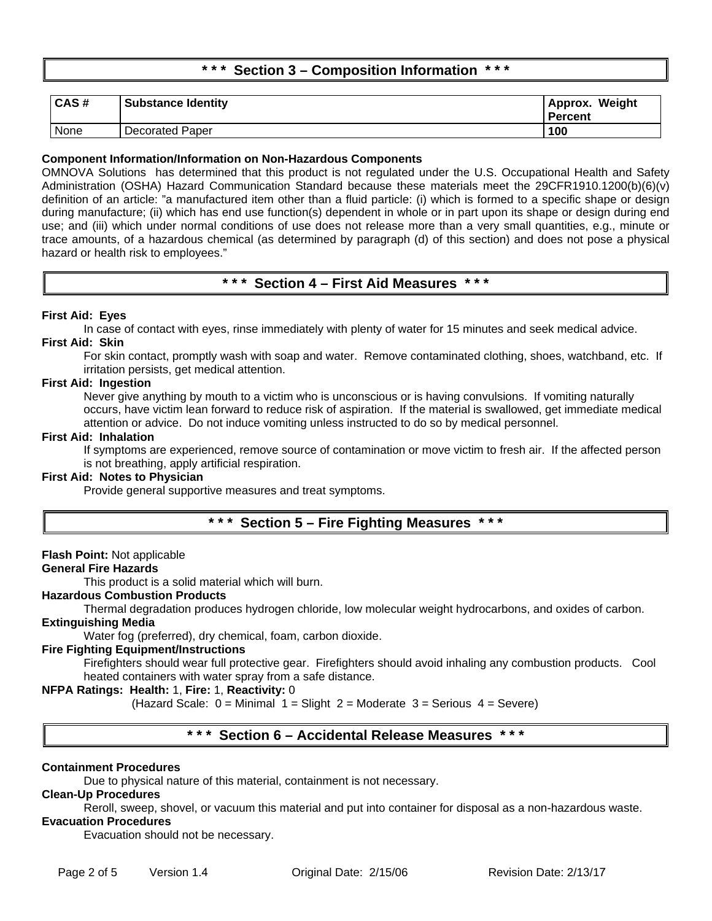## * * * Section 3 – Composition Information * * *

| CAS # | Substance Identity | Approx. Weight Percent |
|---|---|---|
| None | Decorated Paper | 100 |

**Component Information/Information on Non-Hazardous Components**

OMNOVA Solutions has determined that this product is not regulated under the U.S. Occupational Health and Safety Administration (OSHA) Hazard Communication Standard because these materials meet the 29CFR1910.1200(b)(6)(v) definition of an article: "a manufactured item other than a fluid particle: (i) which is formed to a specific shape or design during manufacture; (ii) which has end use function(s) dependent in whole or in part upon its shape or design during end use; and (iii) which under normal conditions of use does not release more than a very small quantities, e.g., minute or trace amounts, of a hazardous chemical (as determined by paragraph (d) of this section) and does not pose a physical hazard or health risk to employees."

## * * * Section 4 – First Aid Measures * * *

**First Aid: Eyes**

In case of contact with eyes, rinse immediately with plenty of water for 15 minutes and seek medical advice.

**First Aid: Skin**

For skin contact, promptly wash with soap and water. Remove contaminated clothing, shoes, watchband, etc. If irritation persists, get medical attention.

**First Aid: Ingestion**

Never give anything by mouth to a victim who is unconscious or is having convulsions. If vomiting naturally occurs, have victim lean forward to reduce risk of aspiration. If the material is swallowed, get immediate medical attention or advice. Do not induce vomiting unless instructed to do so by medical personnel.

**First Aid: Inhalation**

If symptoms are experienced, remove source of contamination or move victim to fresh air. If the affected person is not breathing, apply artificial respiration.

**First Aid: Notes to Physician**

Provide general supportive measures and treat symptoms.

## * * * Section 5 – Fire Fighting Measures * * *

**Flash Point:** Not applicable

**General Fire Hazards**

This product is a solid material which will burn.

**Hazardous Combustion Products**

Thermal degradation produces hydrogen chloride, low molecular weight hydrocarbons, and oxides of carbon.

**Extinguishing Media**

Water fog (preferred), dry chemical, foam, carbon dioxide.

**Fire Fighting Equipment/Instructions**

Firefighters should wear full protective gear. Firefighters should avoid inhaling any combustion products. Cool heated containers with water spray from a safe distance.

**NFPA Ratings: Health:** 1, **Fire:** 1, **Reactivity:** 0

(Hazard Scale: 0 = Minimal 1 = Slight 2 = Moderate 3 = Serious 4 = Severe)

## * * * Section 6 – Accidental Release Measures * * *

**Containment Procedures**

Due to physical nature of this material, containment is not necessary.

**Clean-Up Procedures**

Reroll, sweep, shovel, or vacuum this material and put into container for disposal as a non-hazardous waste.

**Evacuation Procedures**

Evacuation should not be necessary.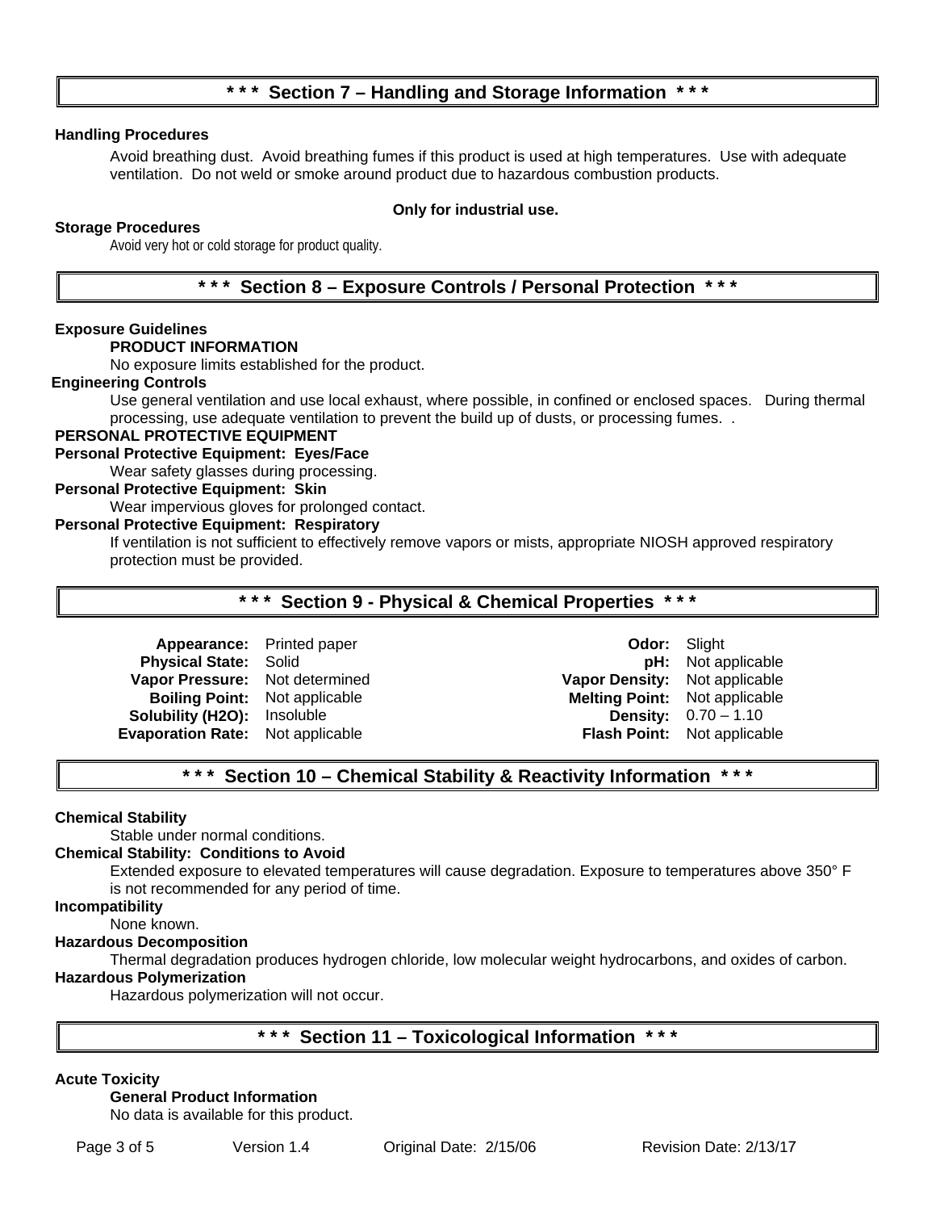## * * * Section 7 – Handling and Storage Information * * *

**Handling Procedures**

Avoid breathing dust. Avoid breathing fumes if this product is used at high temperatures. Use with adequate ventilation. Do not weld or smoke around product due to hazardous combustion products.

**Only for industrial use.**

**Storage Procedures**

Avoid very hot or cold storage for product quality.

## * * * Section 8 – Exposure Controls / Personal Protection * * *

**Exposure Guidelines**

**PRODUCT INFORMATION**

No exposure limits established for the product.

**Engineering Controls**

Use general ventilation and use local exhaust, where possible, in confined or enclosed spaces. During thermal processing, use adequate ventilation to prevent the build up of dusts, or processing fumes. .

**PERSONAL PROTECTIVE EQUIPMENT**

**Personal Protective Equipment: Eyes/Face**

Wear safety glasses during processing.

**Personal Protective Equipment: Skin**

Wear impervious gloves for prolonged contact.

**Personal Protective Equipment: Respiratory**

If ventilation is not sufficient to effectively remove vapors or mists, appropriate NIOSH approved respiratory protection must be provided.

## * * * Section 9 - Physical & Chemical Properties * * *

| | | | |
|---|---|---|---|
| **Appearance:** | Printed paper | **Odor:** | Slight |
| **Physical State:** | Solid | **pH:** | Not applicable |
| **Vapor Pressure:** | Not determined | **Vapor Density:** | Not applicable |
| **Boiling Point:** | Not applicable | **Melting Point:** | Not applicable |
| **Solubility (H2O):** | Insoluble | **Density:** | 0.70 – 1.10 |
| **Evaporation Rate:** | Not applicable | **Flash Point:** | Not applicable |

## * * * Section 10 – Chemical Stability & Reactivity Information * * *

**Chemical Stability**

Stable under normal conditions.

**Chemical Stability: Conditions to Avoid**

Extended exposure to elevated temperatures will cause degradation. Exposure to temperatures above 350° F is not recommended for any period of time.

**Incompatibility**

None known.

**Hazardous Decomposition**

Thermal degradation produces hydrogen chloride, low molecular weight hydrocarbons, and oxides of carbon.

**Hazardous Polymerization**

Hazardous polymerization will not occur.

## * * * Section 11 – Toxicological Information * * *

**Acute Toxicity**

**General Product Information**

No data is available for this product.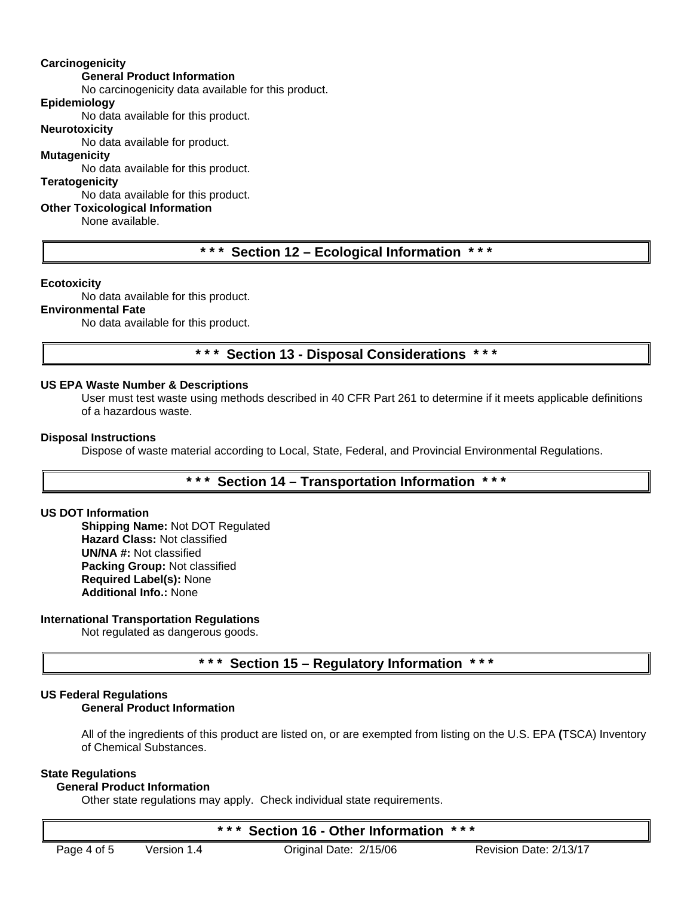**Carcinogenicity**

**General Product Information**

No carcinogenicity data available for this product.

**Epidemiology**

No data available for this product.

**Neurotoxicity**

No data available for product.

**Mutagenicity**

No data available for this product.

**Teratogenicity**

No data available for this product.

**Other Toxicological Information**

None available.

## * * * Section 12 – Ecological Information * * *

**Ecotoxicity**

No data available for this product.

**Environmental Fate**

No data available for this product.

## * * * Section 13 - Disposal Considerations * * *

**US EPA Waste Number & Descriptions**

User must test waste using methods described in 40 CFR Part 261 to determine if it meets applicable definitions of a hazardous waste.

**Disposal Instructions**

Dispose of waste material according to Local, State, Federal, and Provincial Environmental Regulations.

## * * * Section 14 – Transportation Information * * *

**US DOT Information**

**Shipping Name:** Not DOT Regulated
**Hazard Class:** Not classified
**UN/NA #:** Not classified
**Packing Group:** Not classified
**Required Label(s):** None
**Additional Info.:** None

**International Transportation Regulations**

Not regulated as dangerous goods.

## * * * Section 15 – Regulatory Information * * *

**US Federal Regulations**

**General Product Information**

All of the ingredients of this product are listed on, or are exempted from listing on the U.S. EPA **(**TSCA) Inventory of Chemical Substances.

**State Regulations**

**General Product Information**

Other state regulations may apply. Check individual state requirements.

## * * * Section 16 - Other Information * * *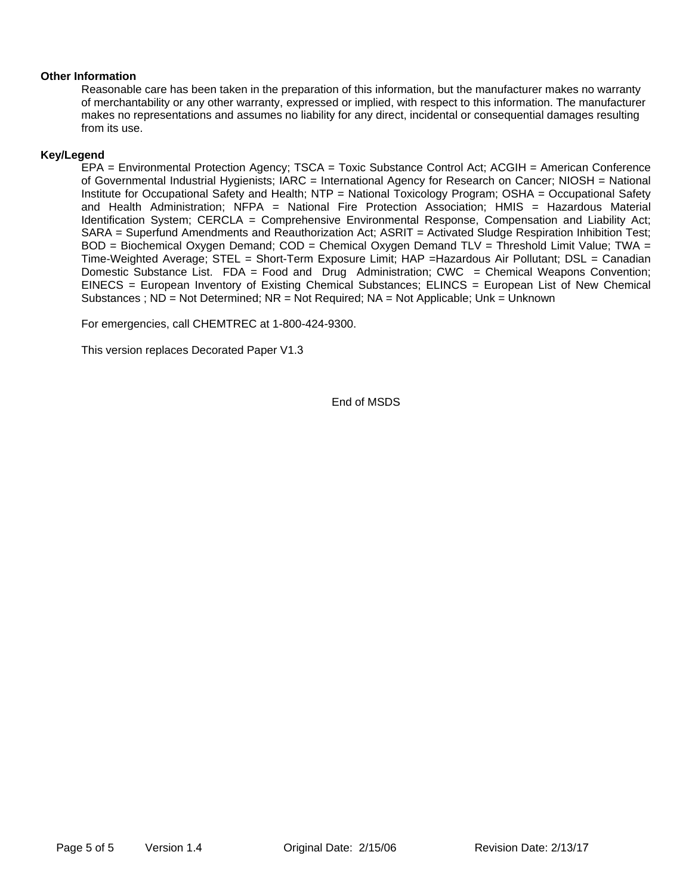**Other Information**

Reasonable care has been taken in the preparation of this information, but the manufacturer makes no warranty of merchantability or any other warranty, expressed or implied, with respect to this information. The manufacturer makes no representations and assumes no liability for any direct, incidental or consequential damages resulting from its use.

**Key/Legend**

EPA = Environmental Protection Agency; TSCA = Toxic Substance Control Act; ACGIH = American Conference of Governmental Industrial Hygienists; IARC = International Agency for Research on Cancer; NIOSH = National Institute for Occupational Safety and Health; NTP = National Toxicology Program; OSHA = Occupational Safety and Health Administration; NFPA = National Fire Protection Association; HMIS = Hazardous Material Identification System; CERCLA = Comprehensive Environmental Response, Compensation and Liability Act; SARA = Superfund Amendments and Reauthorization Act; ASRIT = Activated Sludge Respiration Inhibition Test; BOD = Biochemical Oxygen Demand; COD = Chemical Oxygen Demand TLV = Threshold Limit Value; TWA = Time-Weighted Average; STEL = Short-Term Exposure Limit; HAP =Hazardous Air Pollutant; DSL = Canadian Domestic Substance List. FDA = Food and Drug Administration; CWC = Chemical Weapons Convention; EINECS = European Inventory of Existing Chemical Substances; ELINCS = European List of New Chemical Substances ; ND = Not Determined; NR = Not Required; NA = Not Applicable; Unk = Unknown

For emergencies, call CHEMTREC at 1-800-424-9300.

This version replaces Decorated Paper V1.3

End of MSDS